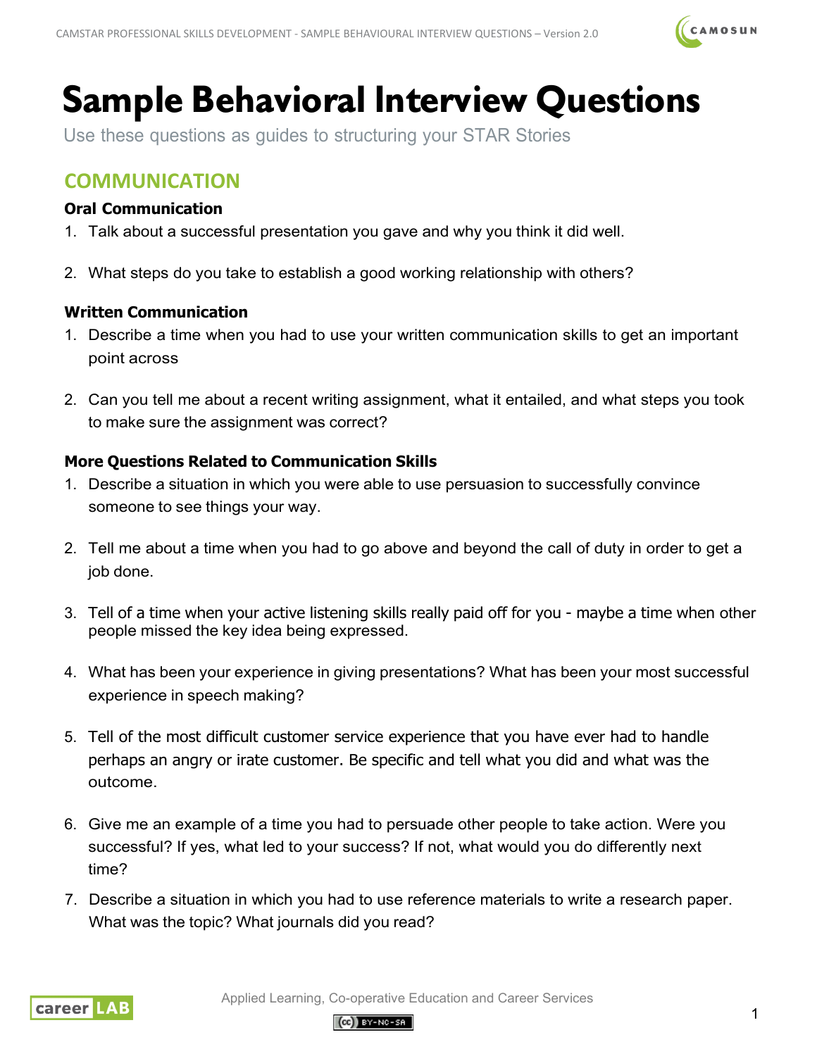# Sample Behavioral Interview Questions

Use these questions as guides to structuring your STAR Stories

## COMMUNICATION

### Oral Communication

1. Talk about a successful presentation you gave and why you think it did well.

2. What steps do you take to establish a good working relationship with others?

### Written Communication

1. Describe a time when you had to use your written communication skills to get an important point across

2. Can you tell me about a recent writing assignment, what it entailed, and what steps you took to make sure the assignment was correct?

### More Questions Related to Communication Skills

1. Describe a situation in which you were able to use persuasion to successfully convince someone to see things your way.

2. Tell me about a time when you had to go above and beyond the call of duty in order to get a job done.

3. Tell of a time when your active listening skills really paid off for you - maybe a time when other people missed the key idea being expressed.

4. What has been your experience in giving presentations? What has been your most successful experience in speech making?

5. Tell of the most difficult customer service experience that you have ever had to handle perhaps an angry or irate customer. Be specific and tell what you did and what was the outcome.

6. Give me an example of a time you had to persuade other people to take action. Were you successful? If yes, what led to your success? If not, what would you do differently next time?

7. Describe a situation in which you had to use reference materials to write a research paper. What was the topic? What journals did you read?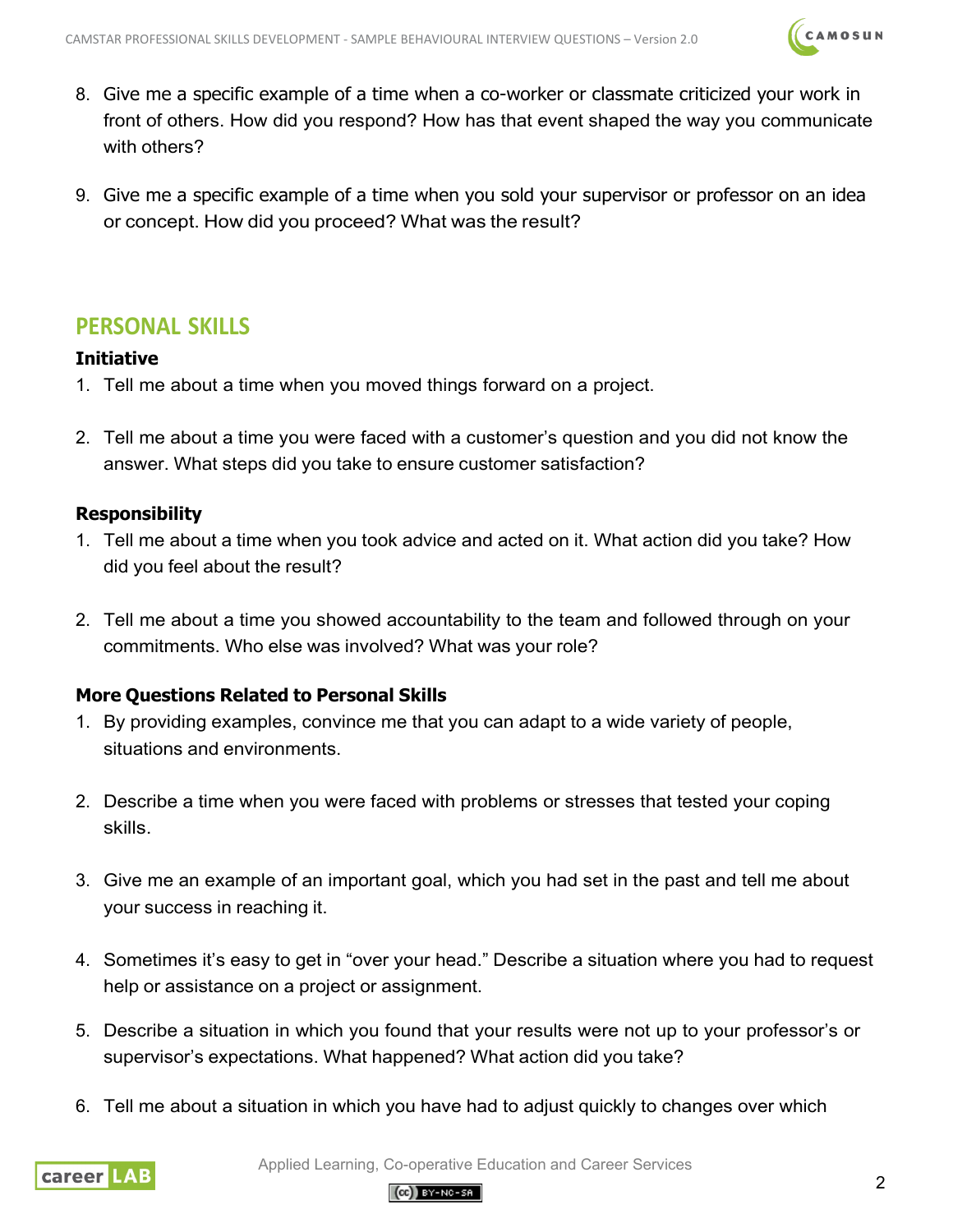8. Give me a specific example of a time when a co-worker or classmate criticized your work in front of others. How did you respond? How has that event shaped the way you communicate with others?

9. Give me a specific example of a time when you sold your supervisor or professor on an idea or concept. How did you proceed? What was the result?

## PERSONAL SKILLS

### Initiative

1. Tell me about a time when you moved things forward on a project.

2. Tell me about a time you were faced with a customer's question and you did not know the answer. What steps did you take to ensure customer satisfaction?

### Responsibility

1. Tell me about a time when you took advice and acted on it. What action did you take? How did you feel about the result?

2. Tell me about a time you showed accountability to the team and followed through on your commitments. Who else was involved? What was your role?

### More Questions Related to Personal Skills

1. By providing examples, convince me that you can adapt to a wide variety of people, situations and environments.

2. Describe a time when you were faced with problems or stresses that tested your coping skills.

3. Give me an example of an important goal, which you had set in the past and tell me about your success in reaching it.

4. Sometimes it's easy to get in "over your head." Describe a situation where you had to request help or assistance on a project or assignment.

5. Describe a situation in which you found that your results were not up to your professor's or supervisor's expectations. What happened? What action did you take?

6. Tell me about a situation in which you have had to adjust quickly to changes over which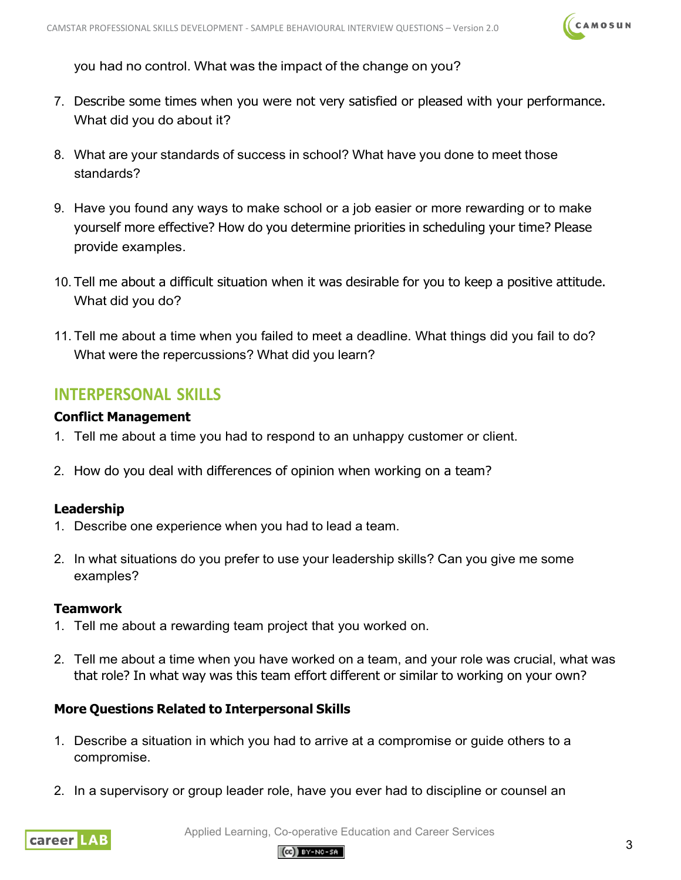you had no control. What was the impact of the change on you?

7. Describe some times when you were not very satisfied or pleased with your performance. What did you do about it?

8. What are your standards of success in school? What have you done to meet those standards?

9. Have you found any ways to make school or a job easier or more rewarding or to make yourself more effective? How do you determine priorities in scheduling your time? Please provide examples.

10. Tell me about a difficult situation when it was desirable for you to keep a positive attitude. What did you do?

11. Tell me about a time when you failed to meet a deadline. What things did you fail to do? What were the repercussions? What did you learn?

## INTERPERSONAL SKILLS

### Conflict Management

1. Tell me about a time you had to respond to an unhappy customer or client.

2. How do you deal with differences of opinion when working on a team?

### Leadership

1. Describe one experience when you had to lead a team.

2. In what situations do you prefer to use your leadership skills? Can you give me some examples?

### Teamwork

1. Tell me about a rewarding team project that you worked on.

2. Tell me about a time when you have worked on a team, and your role was crucial, what was that role? In what way was this team effort different or similar to working on your own?

### More Questions Related to Interpersonal Skills

1. Describe a situation in which you had to arrive at a compromise or guide others to a compromise.

2. In a supervisory or group leader role, have you ever had to discipline or counsel an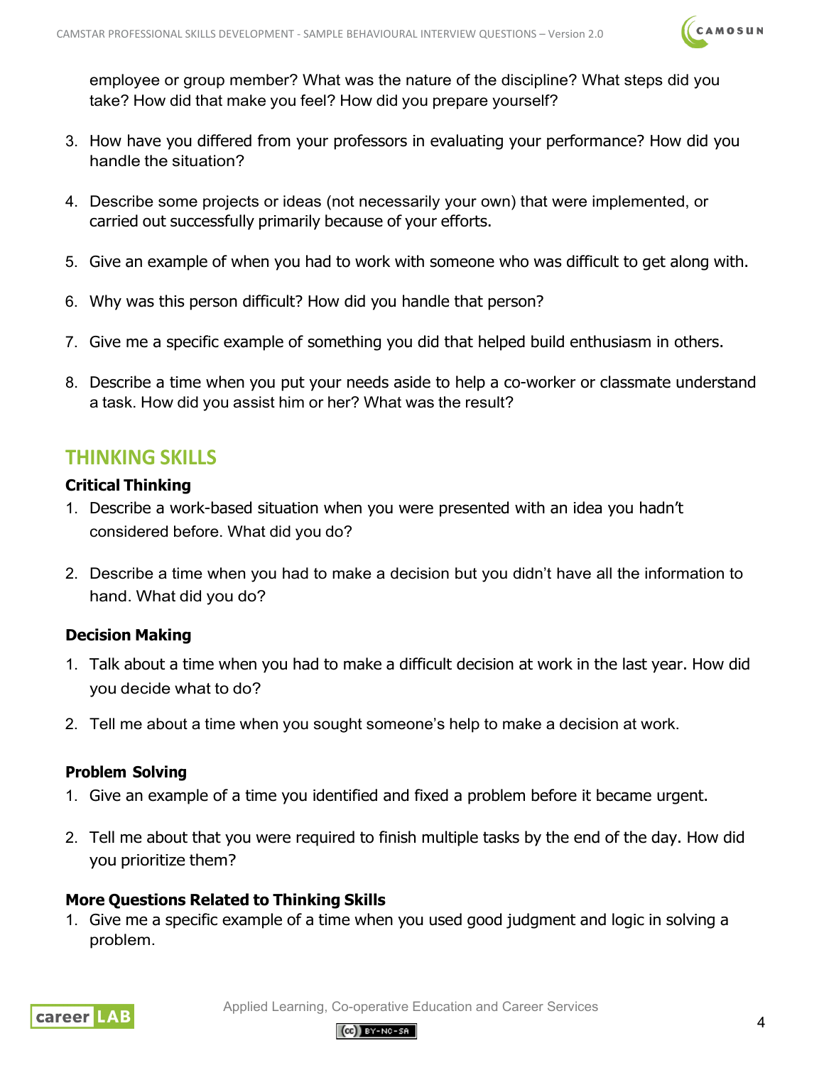employee or group member? What was the nature of the discipline? What steps did you take? How did that make you feel? How did you prepare yourself?

3. How have you differed from your professors in evaluating your performance? How did you handle the situation?

4. Describe some projects or ideas (not necessarily your own) that were implemented, or carried out successfully primarily because of your efforts.

5. Give an example of when you had to work with someone who was difficult to get along with.

6. Why was this person difficult? How did you handle that person?

7. Give me a specific example of something you did that helped build enthusiasm in others.

8. Describe a time when you put your needs aside to help a co-worker or classmate understand a task. How did you assist him or her? What was the result?

## THINKING SKILLS

### Critical Thinking

1. Describe a work-based situation when you were presented with an idea you hadn't considered before. What did you do?

2. Describe a time when you had to make a decision but you didn't have all the information to hand. What did you do?

### Decision Making

1. Talk about a time when you had to make a difficult decision at work in the last year. How did you decide what to do?

2. Tell me about a time when you sought someone's help to make a decision at work.

### Problem Solving

1. Give an example of a time you identified and fixed a problem before it became urgent.

2. Tell me about that you were required to finish multiple tasks by the end of the day. How did you prioritize them?

### More Questions Related to Thinking Skills

1. Give me a specific example of a time when you used good judgment and logic in solving a problem.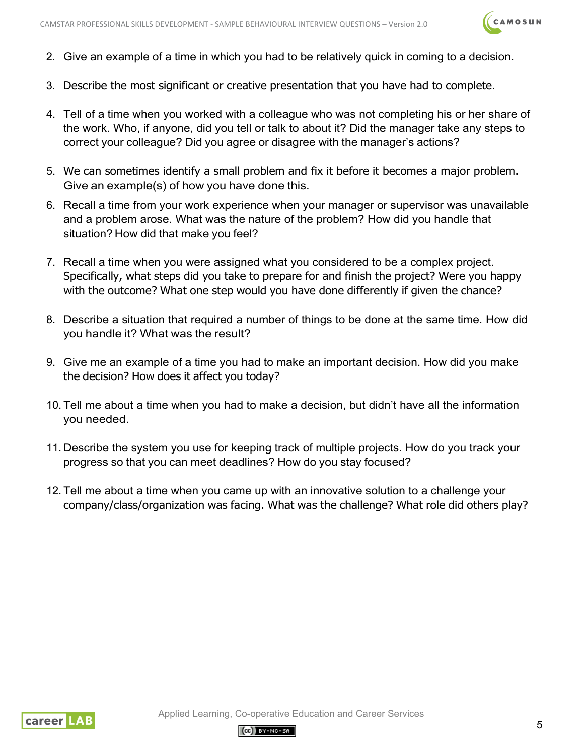2. Give an example of a time in which you had to be relatively quick in coming to a decision.

3. Describe the most significant or creative presentation that you have had to complete.

4. Tell of a time when you worked with a colleague who was not completing his or her share of the work. Who, if anyone, did you tell or talk to about it? Did the manager take any steps to correct your colleague? Did you agree or disagree with the manager's actions?

5. We can sometimes identify a small problem and fix it before it becomes a major problem. Give an example(s) of how you have done this.

6. Recall a time from your work experience when your manager or supervisor was unavailable and a problem arose. What was the nature of the problem? How did you handle that situation? How did that make you feel?

7. Recall a time when you were assigned what you considered to be a complex project. Specifically, what steps did you take to prepare for and finish the project? Were you happy with the outcome? What one step would you have done differently if given the chance?

8. Describe a situation that required a number of things to be done at the same time. How did you handle it? What was the result?

9. Give me an example of a time you had to make an important decision. How did you make the decision? How does it affect you today?

10. Tell me about a time when you had to make a decision, but didn't have all the information you needed.

11. Describe the system you use for keeping track of multiple projects. How do you track your progress so that you can meet deadlines? How do you stay focused?

12. Tell me about a time when you came up with an innovative solution to a challenge your company/class/organization was facing. What was the challenge? What role did others play?